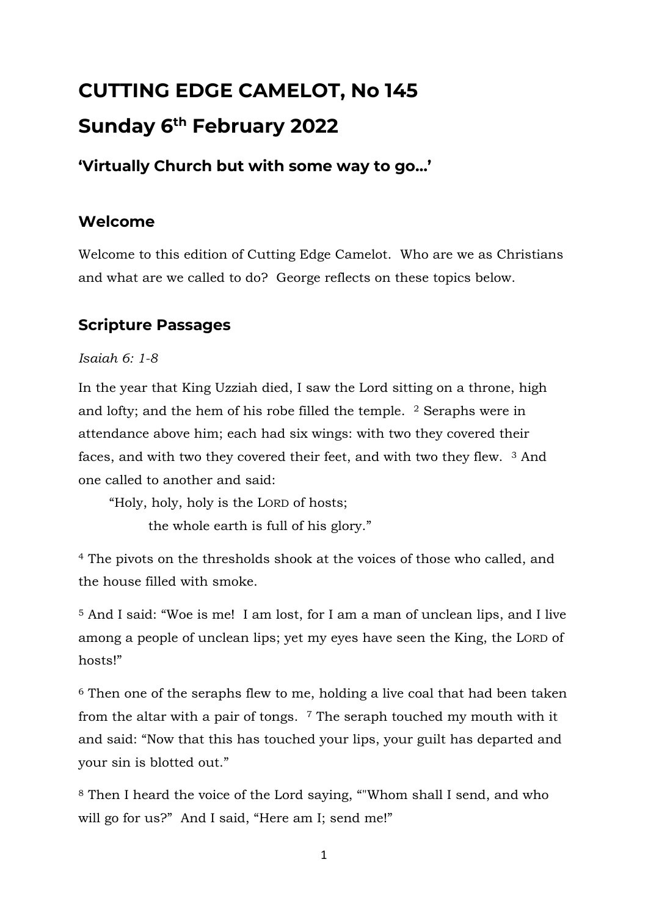# CUTTING EDGE CAMELOT, No 145

# Sunday 6th February 2022

### 'Virtually Church but with some way to go…'

## Welcome

Welcome to this edition of Cutting Edge Camelot. Who are we as Christians and what are we called to do? George reflects on these topics below.

## Scripture Passages

*Isaiah 6: 1-8*

In the year that King Uzziah died, I saw the Lord sitting on a throne, high and lofty; and the hem of his robe filled the temple. 2 Seraphs were in attendance above him; each had six wings: with two they covered their faces, and with two they covered their feet, and with two they flew. 3 And one called to another and said:

> "Holy, holy, holy is the LORD of hosts;
> the whole earth is full of his glory."

4 The pivots on the thresholds shook at the voices of those who called, and the house filled with smoke.

5 And I said: "Woe is me! I am lost, for I am a man of unclean lips, and I live among a people of unclean lips; yet my eyes have seen the King, the LORD of hosts!"

6 Then one of the seraphs flew to me, holding a live coal that had been taken from the altar with a pair of tongs. 7 The seraph touched my mouth with it and said: "Now that this has touched your lips, your guilt has departed and your sin is blotted out."

8 Then I heard the voice of the Lord saying, "'Whom shall I send, and who will go for us?" And I said, "Here am I; send me!"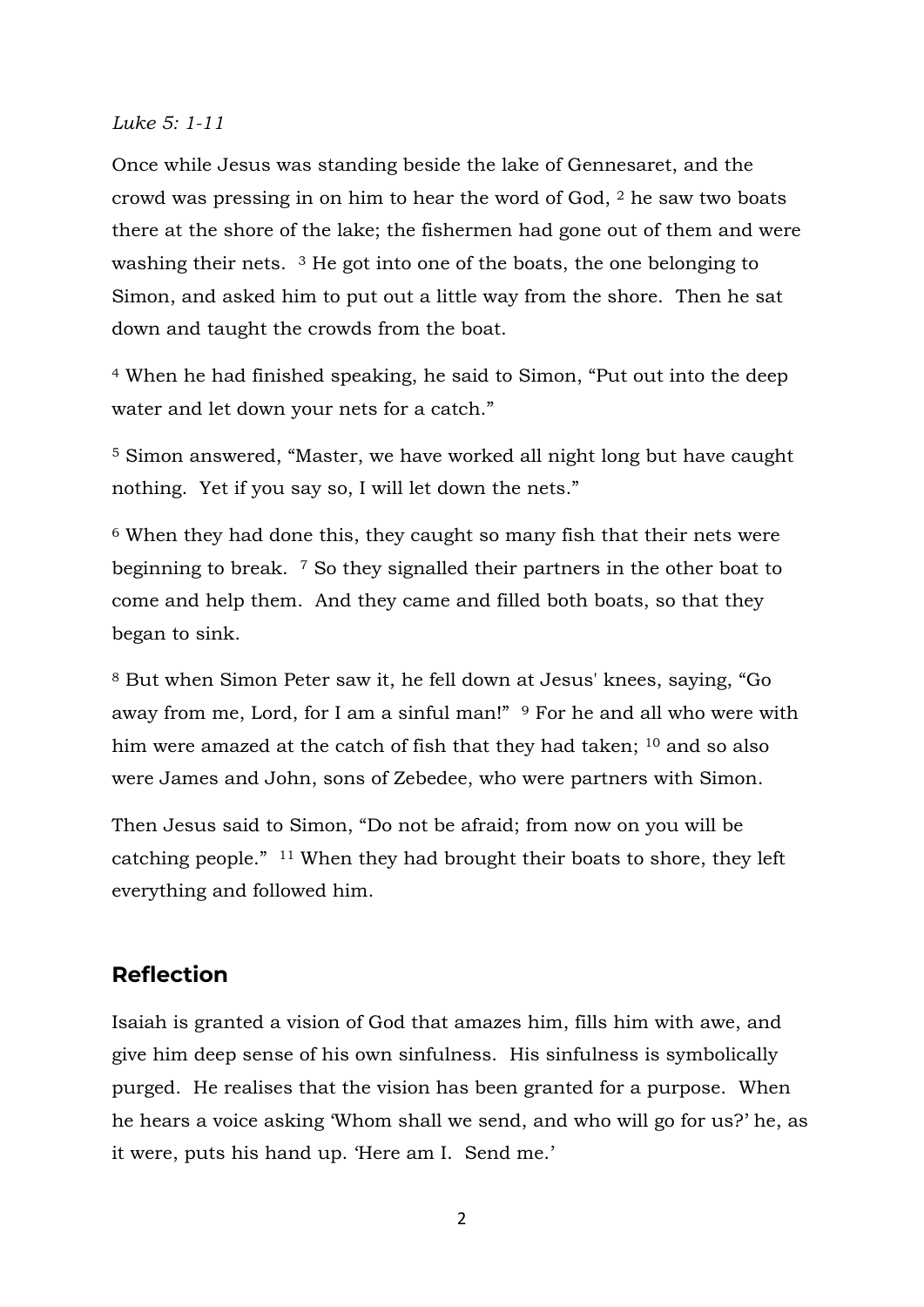*Luke 5: 1-11*

Once while Jesus was standing beside the lake of Gennesaret, and the crowd was pressing in on him to hear the word of God, [2] he saw two boats there at the shore of the lake; the fishermen had gone out of them and were washing their nets. [3] He got into one of the boats, the one belonging to Simon, and asked him to put out a little way from the shore. Then he sat down and taught the crowds from the boat.

[4] When he had finished speaking, he said to Simon, "Put out into the deep water and let down your nets for a catch."

[5] Simon answered, "Master, we have worked all night long but have caught nothing. Yet if you say so, I will let down the nets."

[6] When they had done this, they caught so many fish that their nets were beginning to break. [7] So they signalled their partners in the other boat to come and help them. And they came and filled both boats, so that they began to sink.

[8] But when Simon Peter saw it, he fell down at Jesus' knees, saying, "Go away from me, Lord, for I am a sinful man!" [9] For he and all who were with him were amazed at the catch of fish that they had taken; [10] and so also were James and John, sons of Zebedee, who were partners with Simon.

Then Jesus said to Simon, "Do not be afraid; from now on you will be catching people." [11] When they had brought their boats to shore, they left everything and followed him.

## Reflection

Isaiah is granted a vision of God that amazes him, fills him with awe, and give him deep sense of his own sinfulness. His sinfulness is symbolically purged. He realises that the vision has been granted for a purpose. When he hears a voice asking 'Whom shall we send, and who will go for us?' he, as it were, puts his hand up. 'Here am I. Send me.'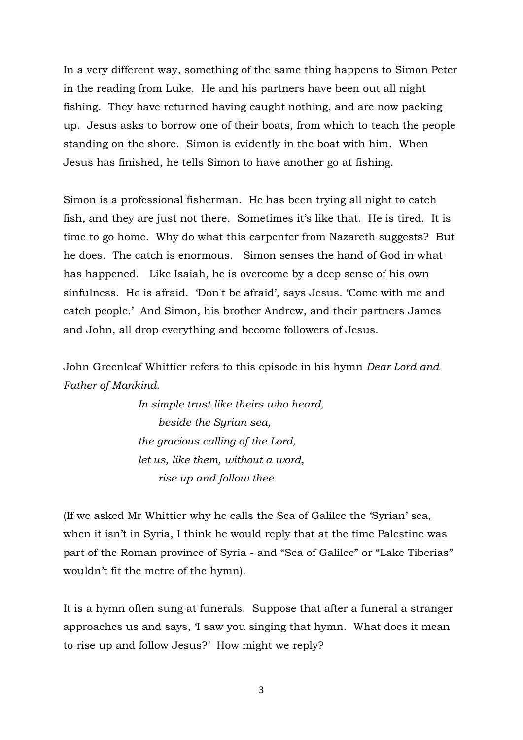In a very different way, something of the same thing happens to Simon Peter in the reading from Luke. He and his partners have been out all night fishing. They have returned having caught nothing, and are now packing up. Jesus asks to borrow one of their boats, from which to teach the people standing on the shore. Simon is evidently in the boat with him. When Jesus has finished, he tells Simon to have another go at fishing.

Simon is a professional fisherman. He has been trying all night to catch fish, and they are just not there. Sometimes it's like that. He is tired. It is time to go home. Why do what this carpenter from Nazareth suggests? But he does. The catch is enormous. Simon senses the hand of God in what has happened. Like Isaiah, he is overcome by a deep sense of his own sinfulness. He is afraid. 'Don't be afraid', says Jesus. 'Come with me and catch people.' And Simon, his brother Andrew, and their partners James and John, all drop everything and become followers of Jesus.

John Greenleaf Whittier refers to this episode in his hymn *Dear Lord and Father of Mankind.*

> *In simple trust like theirs who heard,*
> *beside the Syrian sea,*
> *the gracious calling of the Lord,*
> *let us, like them, without a word,*
> *rise up and follow thee.*

(If we asked Mr Whittier why he calls the Sea of Galilee the 'Syrian' sea, when it isn't in Syria, I think he would reply that at the time Palestine was part of the Roman province of Syria - and "Sea of Galilee" or "Lake Tiberias" wouldn't fit the metre of the hymn).

It is a hymn often sung at funerals. Suppose that after a funeral a stranger approaches us and says, 'I saw you singing that hymn. What does it mean to rise up and follow Jesus?' How might we reply?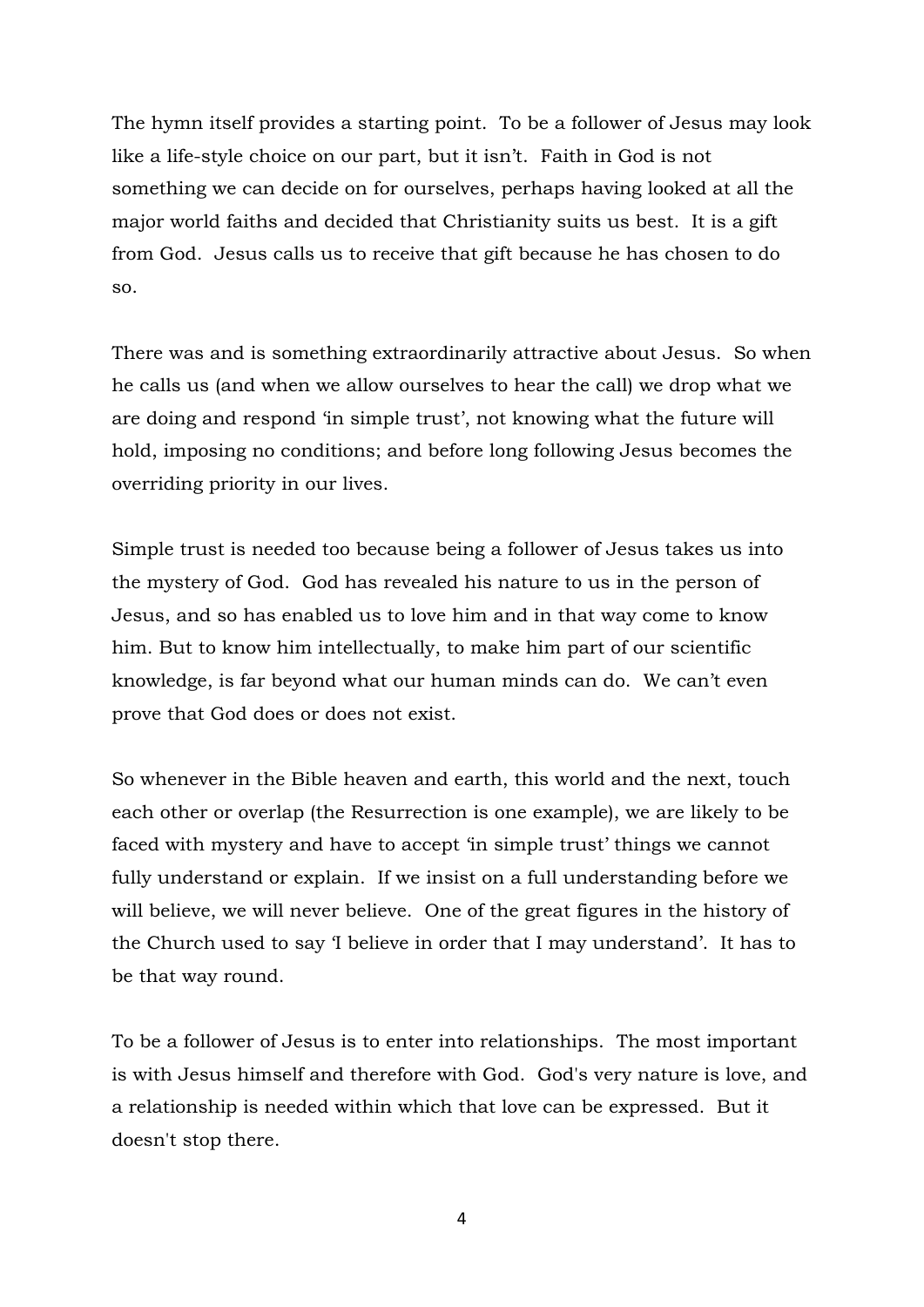The hymn itself provides a starting point. To be a follower of Jesus may look like a life-style choice on our part, but it isn't. Faith in God is not something we can decide on for ourselves, perhaps having looked at all the major world faiths and decided that Christianity suits us best. It is a gift from God. Jesus calls us to receive that gift because he has chosen to do so.

There was and is something extraordinarily attractive about Jesus. So when he calls us (and when we allow ourselves to hear the call) we drop what we are doing and respond 'in simple trust', not knowing what the future will hold, imposing no conditions; and before long following Jesus becomes the overriding priority in our lives.

Simple trust is needed too because being a follower of Jesus takes us into the mystery of God. God has revealed his nature to us in the person of Jesus, and so has enabled us to love him and in that way come to know him. But to know him intellectually, to make him part of our scientific knowledge, is far beyond what our human minds can do. We can't even prove that God does or does not exist.

So whenever in the Bible heaven and earth, this world and the next, touch each other or overlap (the Resurrection is one example), we are likely to be faced with mystery and have to accept 'in simple trust' things we cannot fully understand or explain. If we insist on a full understanding before we will believe, we will never believe. One of the great figures in the history of the Church used to say 'I believe in order that I may understand'. It has to be that way round.

To be a follower of Jesus is to enter into relationships. The most important is with Jesus himself and therefore with God. God's very nature is love, and a relationship is needed within which that love can be expressed. But it doesn't stop there.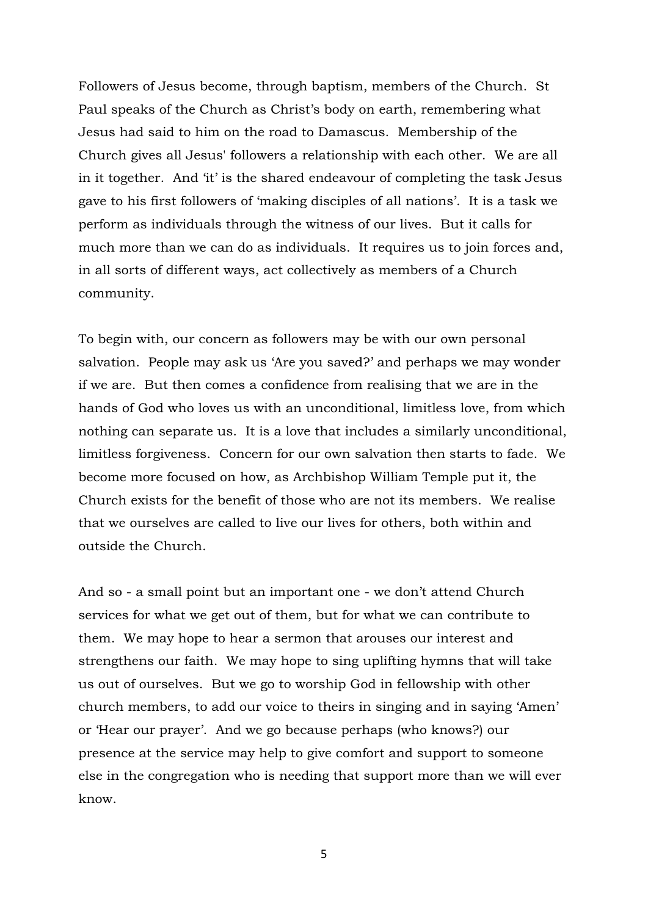Followers of Jesus become, through baptism, members of the Church. St Paul speaks of the Church as Christ's body on earth, remembering what Jesus had said to him on the road to Damascus. Membership of the Church gives all Jesus' followers a relationship with each other. We are all in it together. And 'it' is the shared endeavour of completing the task Jesus gave to his first followers of 'making disciples of all nations'. It is a task we perform as individuals through the witness of our lives. But it calls for much more than we can do as individuals. It requires us to join forces and, in all sorts of different ways, act collectively as members of a Church community.

To begin with, our concern as followers may be with our own personal salvation. People may ask us 'Are you saved?' and perhaps we may wonder if we are. But then comes a confidence from realising that we are in the hands of God who loves us with an unconditional, limitless love, from which nothing can separate us. It is a love that includes a similarly unconditional, limitless forgiveness. Concern for our own salvation then starts to fade. We become more focused on how, as Archbishop William Temple put it, the Church exists for the benefit of those who are not its members. We realise that we ourselves are called to live our lives for others, both within and outside the Church.

And so - a small point but an important one - we don't attend Church services for what we get out of them, but for what we can contribute to them. We may hope to hear a sermon that arouses our interest and strengthens our faith. We may hope to sing uplifting hymns that will take us out of ourselves. But we go to worship God in fellowship with other church members, to add our voice to theirs in singing and in saying 'Amen' or 'Hear our prayer'. And we go because perhaps (who knows?) our presence at the service may help to give comfort and support to someone else in the congregation who is needing that support more than we will ever know.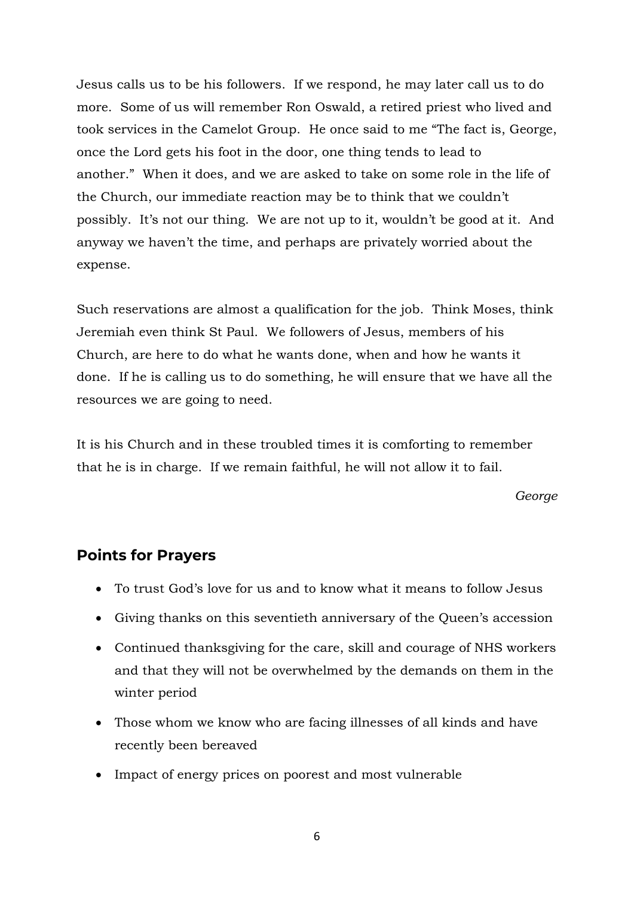Jesus calls us to be his followers. If we respond, he may later call us to do more. Some of us will remember Ron Oswald, a retired priest who lived and took services in the Camelot Group. He once said to me "The fact is, George, once the Lord gets his foot in the door, one thing tends to lead to another." When it does, and we are asked to take on some role in the life of the Church, our immediate reaction may be to think that we couldn't possibly. It's not our thing. We are not up to it, wouldn't be good at it. And anyway we haven't the time, and perhaps are privately worried about the expense.

Such reservations are almost a qualification for the job. Think Moses, think Jeremiah even think St Paul. We followers of Jesus, members of his Church, are here to do what he wants done, when and how he wants it done. If he is calling us to do something, he will ensure that we have all the resources we are going to need.

It is his Church and in these troubled times it is comforting to remember that he is in charge. If we remain faithful, he will not allow it to fail.

*George*

## Points for Prayers

- To trust God's love for us and to know what it means to follow Jesus
- Giving thanks on this seventieth anniversary of the Queen's accession
- Continued thanksgiving for the care, skill and courage of NHS workers and that they will not be overwhelmed by the demands on them in the winter period
- Those whom we know who are facing illnesses of all kinds and have recently been bereaved
- Impact of energy prices on poorest and most vulnerable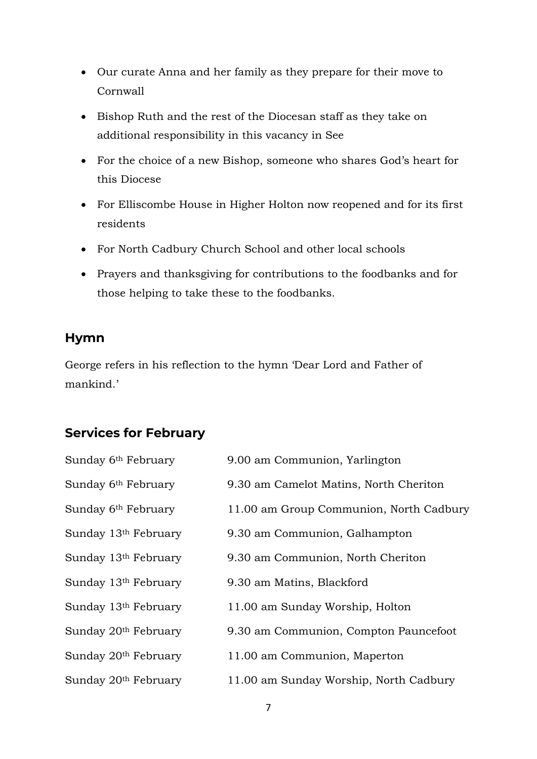- Our curate Anna and her family as they prepare for their move to Cornwall
- Bishop Ruth and the rest of the Diocesan staff as they take on additional responsibility in this vacancy in See
- For the choice of a new Bishop, someone who shares God's heart for this Diocese
- For Elliscombe House in Higher Holton now reopened and for its first residents
- For North Cadbury Church School and other local schools
- Prayers and thanksgiving for contributions to the foodbanks and for those helping to take these to the foodbanks.

## Hymn

George refers in his reflection to the hymn 'Dear Lord and Father of mankind.'

## Services for February

| | |
|---|---|
| Sunday 6th February | 9.00 am Communion, Yarlington |
| Sunday 6th February | 9.30 am Camelot Matins, North Cheriton |
| Sunday 6th February | 11.00 am Group Communion, North Cadbury |
| Sunday 13th February | 9.30 am Communion, Galhampton |
| Sunday 13th February | 9.30 am Communion, North Cheriton |
| Sunday 13th February | 9.30 am Matins, Blackford |
| Sunday 13th February | 11.00 am Sunday Worship, Holton |
| Sunday 20th February | 9.30 am Communion, Compton Pauncefoot |
| Sunday 20th February | 11.00 am Communion, Maperton |
| Sunday 20th February | 11.00 am Sunday Worship, North Cadbury |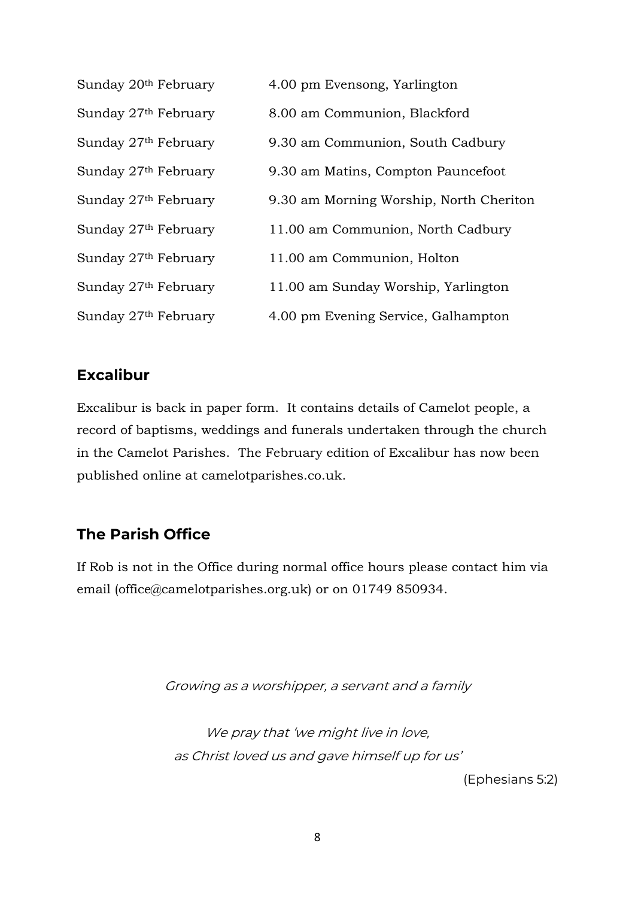| | |
|---|---|
| Sunday 20th February | 4.00 pm Evensong, Yarlington |
| Sunday 27th February | 8.00 am Communion, Blackford |
| Sunday 27th February | 9.30 am Communion, South Cadbury |
| Sunday 27th February | 9.30 am Matins, Compton Pauncefoot |
| Sunday 27th February | 9.30 am Morning Worship, North Cheriton |
| Sunday 27th February | 11.00 am Communion, North Cadbury |
| Sunday 27th February | 11.00 am Communion, Holton |
| Sunday 27th February | 11.00 am Sunday Worship, Yarlington |
| Sunday 27th February | 4.00 pm Evening Service, Galhampton |

## Excalibur

Excalibur is back in paper form. It contains details of Camelot people, a record of baptisms, weddings and funerals undertaken through the church in the Camelot Parishes. The February edition of Excalibur has now been published online at camelotparishes.co.uk.

## The Parish Office

If Rob is not in the Office during normal office hours please contact him via email (office@camelotparishes.org.uk) or on 01749 850934.

*Growing as a worshipper, a servant and a family*

*We pray that 'we might live in love,*
*as Christ loved us and gave himself up for us'*

(Ephesians 5:2)